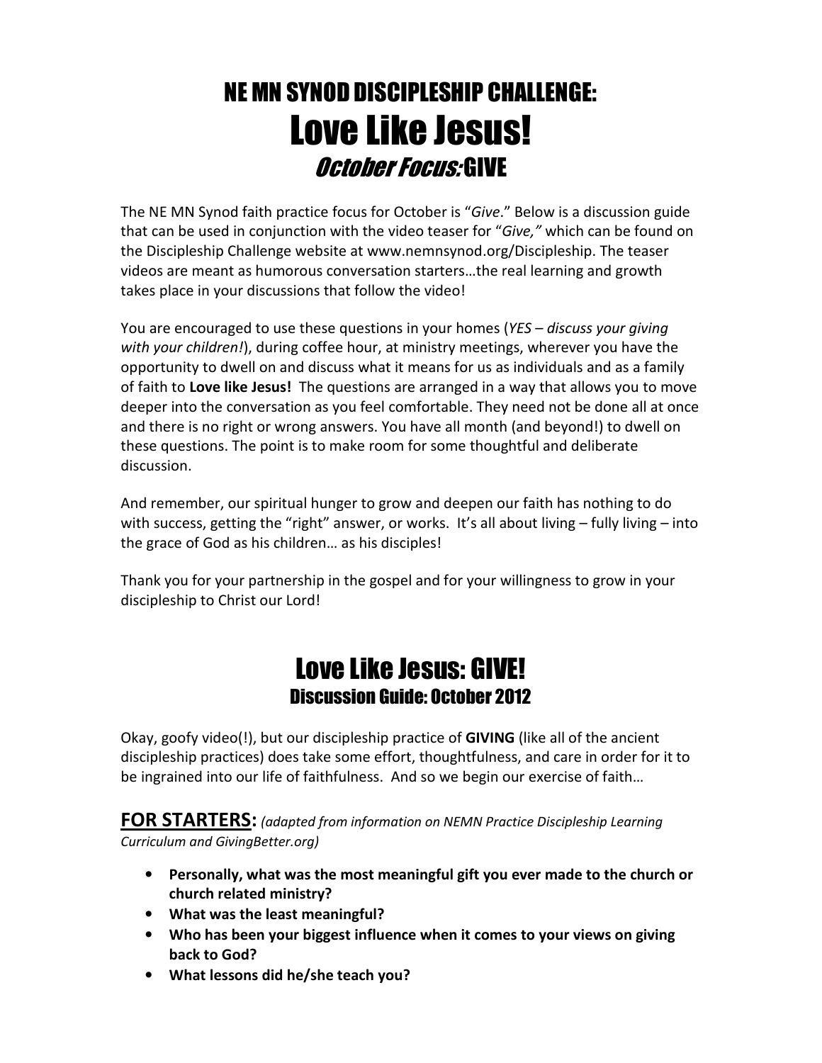# NE MN SYNOD DISCIPLESHIP CHALLENGE:
# Love Like Jesus!
## *October Focus:* GIVE

The NE MN Synod faith practice focus for October is "*Give*." Below is a discussion guide that can be used in conjunction with the video teaser for "*Give,*" which can be found on the Discipleship Challenge website at www.nemnsynod.org/Discipleship. The teaser videos are meant as humorous conversation starters…the real learning and growth takes place in your discussions that follow the video!

You are encouraged to use these questions in your homes (*YES – discuss your giving with your children!*), during coffee hour, at ministry meetings, wherever you have the opportunity to dwell on and discuss what it means for us as individuals and as a family of faith to **Love like Jesus!** The questions are arranged in a way that allows you to move deeper into the conversation as you feel comfortable. They need not be done all at once and there is no right or wrong answers. You have all month (and beyond!) to dwell on these questions. The point is to make room for some thoughtful and deliberate discussion.

And remember, our spiritual hunger to grow and deepen our faith has nothing to do with success, getting the "right" answer, or works. It's all about living – fully living – into the grace of God as his children… as his disciples!

Thank you for your partnership in the gospel and for your willingness to grow in your discipleship to Christ our Lord!

# Love Like Jesus: GIVE!
## Discussion Guide: October 2012

Okay, goofy video(!), but our discipleship practice of **GIVING** (like all of the ancient discipleship practices) does take some effort, thoughtfulness, and care in order for it to be ingrained into our life of faithfulness. And so we begin our exercise of faith…

**FOR STARTERS:** *(adapted from information on NEMN Practice Discipleship Learning Curriculum and GivingBetter.org)*

- **Personally, what was the most meaningful gift you ever made to the church or church related ministry?**
- **What was the least meaningful?**
- **Who has been your biggest influence when it comes to your views on giving back to God?**
- **What lessons did he/she teach you?**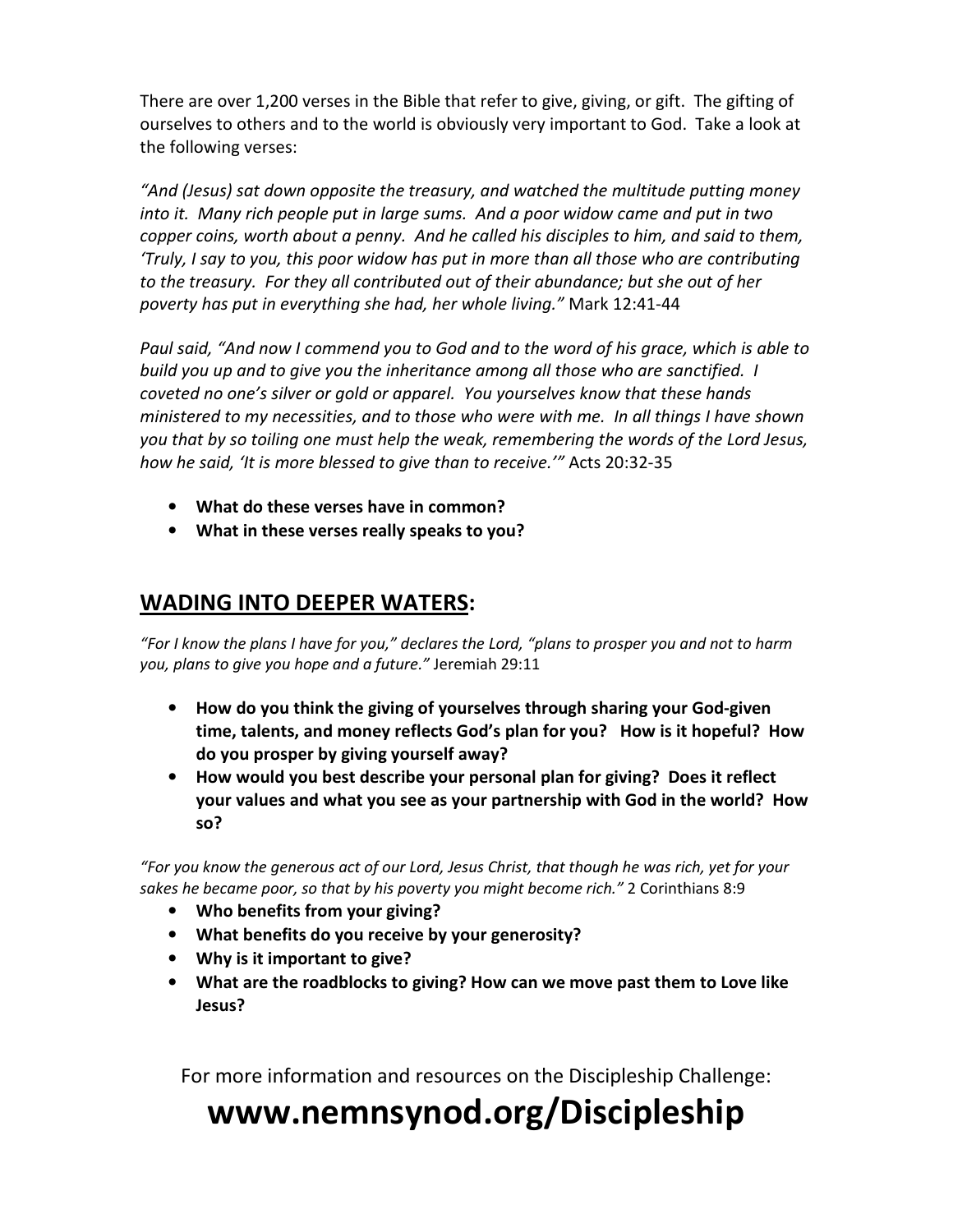There are over 1,200 verses in the Bible that refer to give, giving, or gift. The gifting of ourselves to others and to the world is obviously very important to God. Take a look at the following verses:

*"And (Jesus) sat down opposite the treasury, and watched the multitude putting money into it. Many rich people put in large sums. And a poor widow came and put in two copper coins, worth about a penny. And he called his disciples to him, and said to them, 'Truly, I say to you, this poor widow has put in more than all those who are contributing to the treasury. For they all contributed out of their abundance; but she out of her poverty has put in everything she had, her whole living."* Mark 12:41-44

*Paul said, "And now I commend you to God and to the word of his grace, which is able to build you up and to give you the inheritance among all those who are sanctified. I coveted no one's silver or gold or apparel. You yourselves know that these hands ministered to my necessities, and to those who were with me. In all things I have shown you that by so toiling one must help the weak, remembering the words of the Lord Jesus, how he said, 'It is more blessed to give than to receive.'"* Acts 20:32-35

- **What do these verses have in common?**
- **What in these verses really speaks to you?**

## <u>WADING INTO DEEPER WATERS</u>:

*"For I know the plans I have for you," declares the Lord, "plans to prosper you and not to harm you, plans to give you hope and a future."* Jeremiah 29:11

- **How do you think the giving of yourselves through sharing your God-given time, talents, and money reflects God's plan for you? How is it hopeful? How do you prosper by giving yourself away?**
- **How would you best describe your personal plan for giving? Does it reflect your values and what you see as your partnership with God in the world? How so?**

*"For you know the generous act of our Lord, Jesus Christ, that though he was rich, yet for your sakes he became poor, so that by his poverty you might become rich."* 2 Corinthians 8:9

- **Who benefits from your giving?**
- **What benefits do you receive by your generosity?**
- **Why is it important to give?**
- **What are the roadblocks to giving? How can we move past them to Love like Jesus?**

For more information and resources on the Discipleship Challenge:

# www.nemnsynod.org/Discipleship